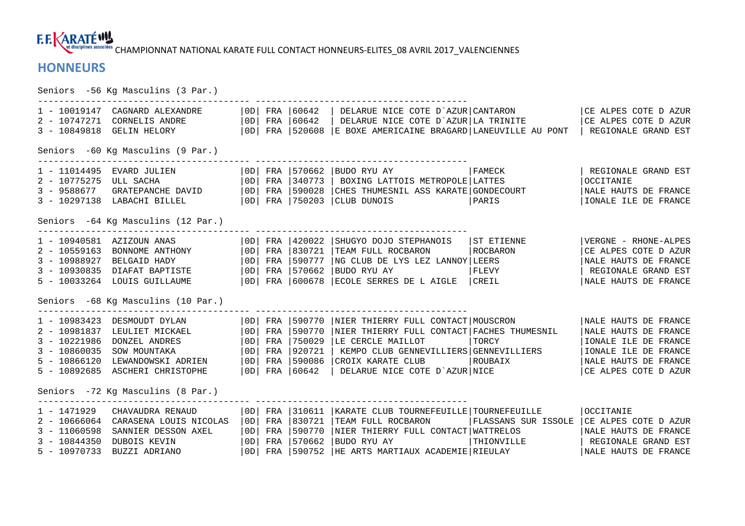F.F. KARATÉ et disciplines associées CHAMPIONNAT NATIONAL KARATE FULL CONTACT HONNEURS-ELITES_08 AVRIL 2017_VALENCIENNES

## HONNEURS

### Seniors -56 Kg Masculins (3 Par.)

| Place | Licence | Nom | | Pays | Code | Club | Ville | Ligue |
|---|---|---|---|---|---|---|---|---|
| 1 | 10019147 | CAGNARD ALEXANDRE | 0D | FRA | 60642 | DELARUE NICE COTE D`AZUR | CANTARON | CE ALPES COTE D AZUR |
| 2 | 10747271 | CORNELIS ANDRE | 0D | FRA | 60642 | DELARUE NICE COTE D`AZUR | LA TRINITE | CE ALPES COTE D AZUR |
| 3 | 10849818 | GELIN HELORY | 0D | FRA | 520608 | E BOXE AMERICAINE BRAGARD | LANEUVILLE AU PONT | REGIONALE GRAND EST |

### Seniors -60 Kg Masculins (9 Par.)

| Place | Licence | Nom | | Pays | Code | Club | Ville | Ligue |
|---|---|---|---|---|---|---|---|---|
| 1 | 11014495 | EVARD JULIEN | 0D | FRA | 570662 | BUDO RYU AY | FAMECK | REGIONALE GRAND EST |
| 2 | 10775275 | ULL SACHA | 0D | FRA | 340773 | BOXING LATTOIS METROPOLE | LATTES | OCCITANIE |
| 3 | 9588677 | GRATEPANCHE DAVID | 0D | FRA | 590028 | CHES THUMESNIL ASS KARATE | GONDECOURT | NALE HAUTS DE FRANCE |
| 3 | 10297138 | LABACHI BILLEL | 0D | FRA | 750203 | CLUB DUNOIS | PARIS | IONALE ILE DE FRANCE |

### Seniors -64 Kg Masculins (12 Par.)

| Place | Licence | Nom | | Pays | Code | Club | Ville | Ligue |
|---|---|---|---|---|---|---|---|---|
| 1 | 10940581 | AZIZOUN ANAS | 0D | FRA | 420022 | SHUGYO DOJO STEPHANOIS | ST ETIENNE | VERGNE - RHONE-ALPES |
| 2 | 10559163 | BONNOME ANTHONY | 0D | FRA | 830721 | TEAM FULL ROCBARON | ROCBARON | CE ALPES COTE D AZUR |
| 3 | 10988927 | BELGAID HADY | 0D | FRA | 590777 | NG CLUB DE LYS LEZ LANNOY | LEERS | NALE HAUTS DE FRANCE |
| 3 | 10930835 | DIAFAT BAPTISTE | 0D | FRA | 570662 | BUDO RYU AY | FLEVY | REGIONALE GRAND EST |
| 5 | 10033264 | LOUIS GUILLAUME | 0D | FRA | 600678 | ECOLE SERRES DE L AIGLE | CREIL | NALE HAUTS DE FRANCE |

### Seniors -68 Kg Masculins (10 Par.)

| Place | Licence | Nom | | Pays | Code | Club | Ville | Ligue |
|---|---|---|---|---|---|---|---|---|
| 1 | 10983423 | DESMOUDT DYLAN | 0D | FRA | 590770 | NIER THIERRY FULL CONTACT | MOUSCRON | NALE HAUTS DE FRANCE |
| 2 | 10981837 | LEULIET MICKAEL | 0D | FRA | 590770 | NIER THIERRY FULL CONTACT | FACHES THUMESNIL | NALE HAUTS DE FRANCE |
| 3 | 10221986 | DONZEL ANDRES | 0D | FRA | 750029 | LE CERCLE MAILLOT | TORCY | IONALE ILE DE FRANCE |
| 3 | 10860035 | SOW MOUNTAKA | 0D | FRA | 920721 | KEMPO CLUB GENNEVILLIERS | GENNEVILLIERS | IONALE ILE DE FRANCE |
| 5 | 10866120 | LEWANDOWSKI ADRIEN | 0D | FRA | 590086 | CROIX KARATE CLUB | ROUBAIX | NALE HAUTS DE FRANCE |
| 5 | 10892685 | ASCHERI CHRISTOPHE | 0D | FRA | 60642 | DELARUE NICE COTE D`AZUR | NICE | CE ALPES COTE D AZUR |

### Seniors -72 Kg Masculins (8 Par.)

| Place | Licence | Nom | | Pays | Code | Club | Ville | Ligue |
|---|---|---|---|---|---|---|---|---|
| 1 | 1471929 | CHAVAUDRA RENAUD | 0D | FRA | 310611 | KARATE CLUB TOURNEFEUILLE | TOURNEFEUILLE | OCCITANIE |
| 2 | 10666064 | CARASENA LOUIS NICOLAS | 0D | FRA | 830721 | TEAM FULL ROCBARON | FLASSANS SUR ISSOLE | CE ALPES COTE D AZUR |
| 3 | 11060598 | SANNIER DESSON AXEL | 0D | FRA | 590770 | NIER THIERRY FULL CONTACT | WATTRELOS | NALE HAUTS DE FRANCE |
| 3 | 10844350 | DUBOIS KEVIN | 0D | FRA | 570662 | BUDO RYU AY | THIONVILLE | REGIONALE GRAND EST |
| 5 | 10970733 | BUZZI ADRIANO | 0D | FRA | 590752 | HE ARTS MARTIAUX ACADEMIE | RIEULAY | NALE HAUTS DE FRANCE |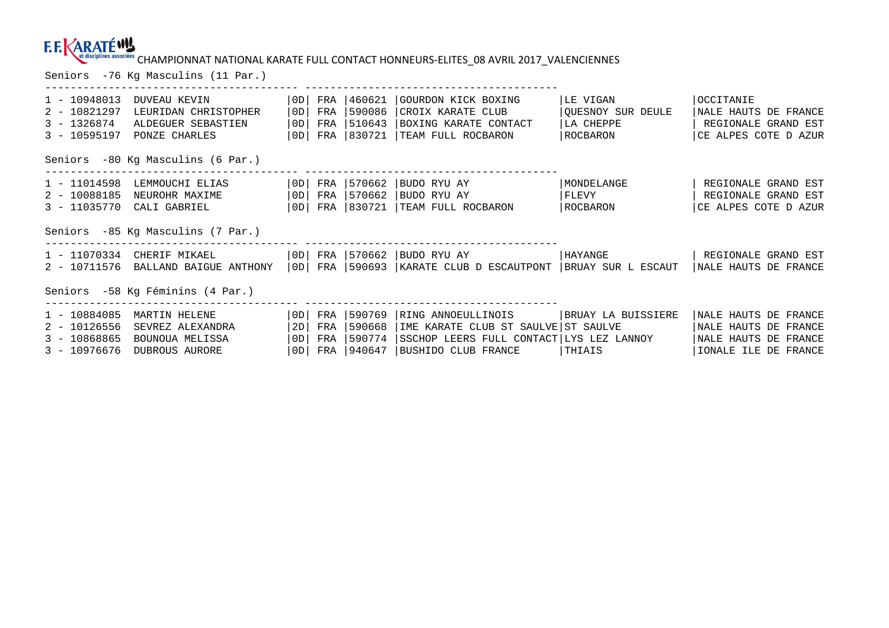F.F. KARATÉ et disciplines associées

CHAMPIONNAT NATIONAL KARATE FULL CONTACT HONNEURS-ELITES_08 AVRIL 2017_VALENCIENNES

## Seniors -76 Kg Masculins (11 Par.)

| Rang | Licence | Nom | Grade | Nat. | Code | Club | Ville | Ligue |
|---|---|---|---|---|---|---|---|---|
| 1 | 10948013 | DUVEAU KEVIN | 0D | FRA | 460621 | GOURDON KICK BOXING | LE VIGAN | OCCITANIE |
| 2 | 10821297 | LEURIDAN CHRISTOPHER | 0D | FRA | 590086 | CROIX KARATE CLUB | QUESNOY SUR DEULE | NALE HAUTS DE FRANCE |
| 3 | 1326874 | ALDEGUER SEBASTIEN | 0D | FRA | 510643 | BOXING KARATE CONTACT | LA CHEPPE | REGIONALE GRAND EST |
| 3 | 10595197 | PONZE CHARLES | 0D | FRA | 830721 | TEAM FULL ROCBARON | ROCBARON | CE ALPES COTE D AZUR |

## Seniors -80 Kg Masculins (6 Par.)

| Rang | Licence | Nom | Grade | Nat. | Code | Club | Ville | Ligue |
|---|---|---|---|---|---|---|---|---|
| 1 | 11014598 | LEMMOUCHI ELIAS | 0D | FRA | 570662 | BUDO RYU AY | MONDELANGE | REGIONALE GRAND EST |
| 2 | 10088185 | NEUROHR MAXIME | 0D | FRA | 570662 | BUDO RYU AY | FLEVY | REGIONALE GRAND EST |
| 3 | 11035770 | CALI GABRIEL | 0D | FRA | 830721 | TEAM FULL ROCBARON | ROCBARON | CE ALPES COTE D AZUR |

## Seniors -85 Kg Masculins (7 Par.)

| Rang | Licence | Nom | Grade | Nat. | Code | Club | Ville | Ligue |
|---|---|---|---|---|---|---|---|---|
| 1 | 11070334 | CHERIF MIKAEL | 0D | FRA | 570662 | BUDO RYU AY | HAYANGE | REGIONALE GRAND EST |
| 2 | 10711576 | BALLAND BAIGUE ANTHONY | 0D | FRA | 590693 | KARATE CLUB D ESCAUTPONT | BRUAY SUR L ESCAUT | NALE HAUTS DE FRANCE |

## Seniors -58 Kg Féminins (4 Par.)

| Rang | Licence | Nom | Grade | Nat. | Code | Club | Ville | Ligue |
|---|---|---|---|---|---|---|---|---|
| 1 | 10884085 | MARTIN HELENE | 0D | FRA | 590769 | RING ANNOEULLINOIS | BRUAY LA BUISSIERE | NALE HAUTS DE FRANCE |
| 2 | 10126556 | SEVREZ ALEXANDRA | 2D | FRA | 590668 | IME KARATE CLUB ST SAULVE | ST SAULVE | NALE HAUTS DE FRANCE |
| 3 | 10868865 | BOUNOUA MELISSA | 0D | FRA | 590774 | SSCHOP LEERS FULL CONTACT | LYS LEZ LANNOY | NALE HAUTS DE FRANCE |
| 3 | 10976676 | DUBROUS AURORE | 0D | FRA | 940647 | BUSHIDO CLUB FRANCE | THIAIS | IONALE ILE DE FRANCE |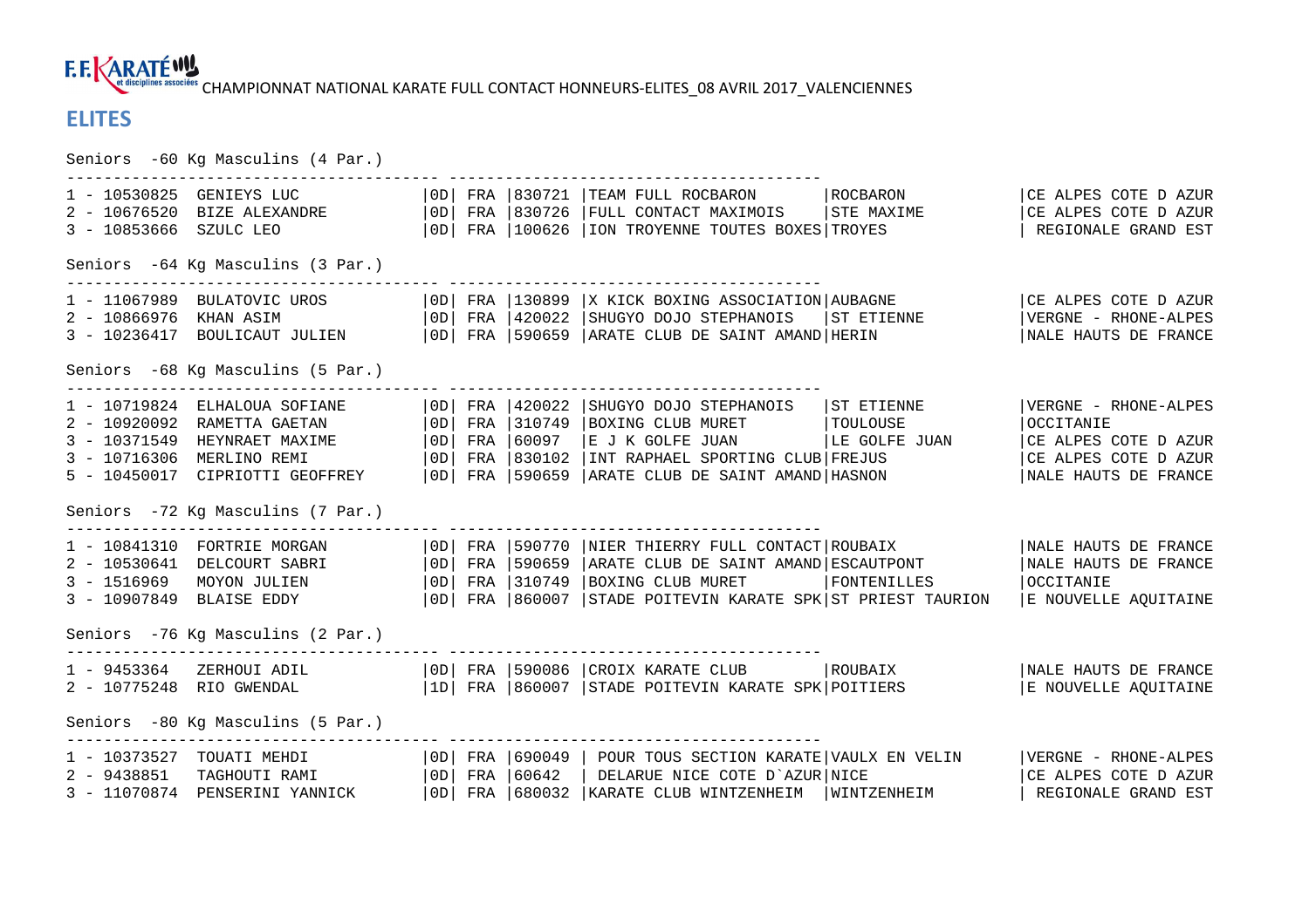## ELITES

Seniors -60 Kg Masculins (4 Par.)

| Rang | Licence | Nom | Dan | Nat. | Club N° | Club | Ville | Ligue |
|---|---|---|---|---|---|---|---|---|
| 1 | 10530825 | GENIEYS LUC | 0D | FRA | 830721 | TEAM FULL ROCBARON | ROCBARON | CE ALPES COTE D AZUR |
| 2 | 10676520 | BIZE ALEXANDRE | 0D | FRA | 830726 | FULL CONTACT MAXIMOIS | STE MAXIME | CE ALPES COTE D AZUR |
| 3 | 10853666 | SZULC LEO | 0D | FRA | 100626 | ION TROYENNE TOUTES BOXES | TROYES | REGIONALE GRAND EST |

Seniors -64 Kg Masculins (3 Par.)

| Rang | Licence | Nom | Dan | Nat. | Club N° | Club | Ville | Ligue |
|---|---|---|---|---|---|---|---|---|
| 1 | 11067989 | BULATOVIC UROS | 0D | FRA | 130899 | X KICK BOXING ASSOCIATION | AUBAGNE | CE ALPES COTE D AZUR |
| 2 | 10866976 | KHAN ASIM | 0D | FRA | 420022 | SHUGYO DOJO STEPHANOIS | ST ETIENNE | VERGNE - RHONE-ALPES |
| 3 | 10236417 | BOULICAUT JULIEN | 0D | FRA | 590659 | ARATE CLUB DE SAINT AMAND | HERIN | NALE HAUTS DE FRANCE |

Seniors -68 Kg Masculins (5 Par.)

| Rang | Licence | Nom | Dan | Nat. | Club N° | Club | Ville | Ligue |
|---|---|---|---|---|---|---|---|---|
| 1 | 10719824 | ELHALOUA SOFIANE | 0D | FRA | 420022 | SHUGYO DOJO STEPHANOIS | ST ETIENNE | VERGNE - RHONE-ALPES |
| 2 | 10920092 | RAMETTA GAETAN | 0D | FRA | 310749 | BOXING CLUB MURET | TOULOUSE | OCCITANIE |
| 3 | 10371549 | HEYNRAET MAXIME | 0D | FRA | 60097 | E J K GOLFE JUAN | LE GOLFE JUAN | CE ALPES COTE D AZUR |
| 3 | 10716306 | MERLINO REMI | 0D | FRA | 830102 | INT RAPHAEL SPORTING CLUB | FREJUS | CE ALPES COTE D AZUR |
| 5 | 10450017 | CIPRIOTTI GEOFFREY | 0D | FRA | 590659 | ARATE CLUB DE SAINT AMAND | HASNON | NALE HAUTS DE FRANCE |

Seniors -72 Kg Masculins (7 Par.)

| Rang | Licence | Nom | Dan | Nat. | Club N° | Club | Ville | Ligue |
|---|---|---|---|---|---|---|---|---|
| 1 | 10841310 | FORTRIE MORGAN | 0D | FRA | 590770 | NIER THIERRY FULL CONTACT | ROUBAIX | NALE HAUTS DE FRANCE |
| 2 | 10530641 | DELCOURT SABRI | 0D | FRA | 590659 | ARATE CLUB DE SAINT AMAND | ESCAUTPONT | NALE HAUTS DE FRANCE |
| 3 | 1516969 | MOYON JULIEN | 0D | FRA | 310749 | BOXING CLUB MURET | FONTENILLES | OCCITANIE |
| 3 | 10907849 | BLAISE EDDY | 0D | FRA | 860007 | STADE POITEVIN KARATE SPK | ST PRIEST TAURION | E NOUVELLE AQUITAINE |

Seniors -76 Kg Masculins (2 Par.)

| Rang | Licence | Nom | Dan | Nat. | Club N° | Club | Ville | Ligue |
|---|---|---|---|---|---|---|---|---|
| 1 | 9453364 | ZERHOUI ADIL | 0D | FRA | 590086 | CROIX KARATE CLUB | ROUBAIX | NALE HAUTS DE FRANCE |
| 2 | 10775248 | RIO GWENDAL | 1D | FRA | 860007 | STADE POITEVIN KARATE SPK | POITIERS | E NOUVELLE AQUITAINE |

Seniors -80 Kg Masculins (5 Par.)

| Rang | Licence | Nom | Dan | Nat. | Club N° | Club | Ville | Ligue |
|---|---|---|---|---|---|---|---|---|
| 1 | 10373527 | TOUATI MEHDI | 0D | FRA | 690049 | POUR TOUS SECTION KARATE | VAULX EN VELIN | VERGNE - RHONE-ALPES |
| 2 | 9438851 | TAGHOUTI RAMI | 0D | FRA | 60642 | DELARUE NICE COTE D`AZUR | NICE | CE ALPES COTE D AZUR |
| 3 | 11070874 | PENSERINI YANNICK | 0D | FRA | 680032 | KARATE CLUB WINTZENHEIM | WINTZENHEIM | REGIONALE GRAND EST |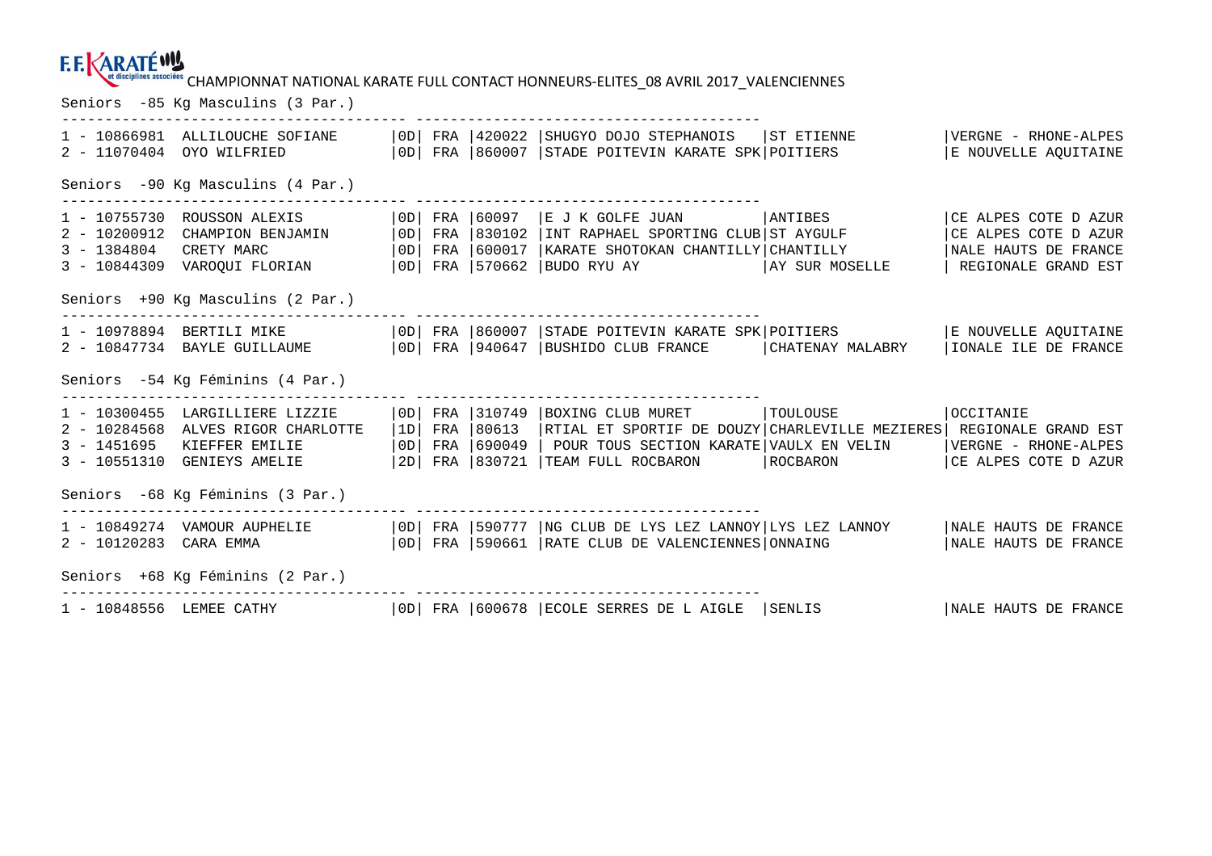F.F. KARATÉ et disciplines associées

CHAMPIONNAT NATIONAL KARATE FULL CONTACT HONNEURS-ELITES_08 AVRIL 2017_VALENCIENNES

Seniors -85 Kg Masculins (3 Par.)

| | | | | | | | | |
|---|---|---|---|---|---|---|---|---|
| 1 - 10866981 | ALLILOUCHE SOFIANE | 0D | FRA | 420022 | SHUGYO DOJO STEPHANOIS | ST ETIENNE | VERGNE - RHONE-ALPES |
| 2 - 11070404 | OYO WILFRIED | 0D | FRA | 860007 | STADE POITEVIN KARATE SPK | POITIERS | E NOUVELLE AQUITAINE |

Seniors -90 Kg Masculins (4 Par.)

| | | | | | | | |
|---|---|---|---|---|---|---|---|
| 1 - 10755730 | ROUSSON ALEXIS | 0D | FRA | 60097 | E J K GOLFE JUAN | ANTIBES | CE ALPES COTE D AZUR |
| 2 - 10200912 | CHAMPION BENJAMIN | 0D | FRA | 830102 | INT RAPHAEL SPORTING CLUB | ST AYGULF | CE ALPES COTE D AZUR |
| 3 - 1384804 | CRETY MARC | 0D | FRA | 600017 | KARATE SHOTOKAN CHANTILLY | CHANTILLY | NALE HAUTS DE FRANCE |
| 3 - 10844309 | VAROQUI FLORIAN | 0D | FRA | 570662 | BUDO RYU AY | AY SUR MOSELLE | REGIONALE GRAND EST |

Seniors +90 Kg Masculins (2 Par.)

| | | | | | | | |
|---|---|---|---|---|---|---|---|
| 1 - 10978894 | BERTILI MIKE | 0D | FRA | 860007 | STADE POITEVIN KARATE SPK | POITIERS | E NOUVELLE AQUITAINE |
| 2 - 10847734 | BAYLE GUILLAUME | 0D | FRA | 940647 | BUSHIDO CLUB FRANCE | CHATENAY MALABRY | IONALE ILE DE FRANCE |

Seniors -54 Kg Féminins (4 Par.)

| | | | | | | | |
|---|---|---|---|---|---|---|---|
| 1 - 10300455 | LARGILLIERE LIZZIE | 0D | FRA | 310749 | BOXING CLUB MURET | TOULOUSE | OCCITANIE |
| 2 - 10284568 | ALVES RIGOR CHARLOTTE | 1D | FRA | 80613 | RTIAL ET SPORTIF DE DOUZY | CHARLEVILLE MEZIERES | REGIONALE GRAND EST |
| 3 - 1451695 | KIEFFER EMILIE | 0D | FRA | 690049 | POUR TOUS SECTION KARATE | VAULX EN VELIN | VERGNE - RHONE-ALPES |
| 3 - 10551310 | GENIEYS AMELIE | 2D | FRA | 830721 | TEAM FULL ROCBARON | ROCBARON | CE ALPES COTE D AZUR |

Seniors -68 Kg Féminins (3 Par.)

| | | | | | | | |
|---|---|---|---|---|---|---|---|
| 1 - 10849274 | VAMOUR AUPHELIE | 0D | FRA | 590777 | NG CLUB DE LYS LEZ LANNOY | LYS LEZ LANNOY | NALE HAUTS DE FRANCE |
| 2 - 10120283 | CARA EMMA | 0D | FRA | 590661 | RATE CLUB DE VALENCIENNES | ONNAING | NALE HAUTS DE FRANCE |

Seniors +68 Kg Féminins (2 Par.)

| | | | | | | | |
|---|---|---|---|---|---|---|---|
| 1 - 10848556 | LEMEE CATHY | 0D | FRA | 600678 | ECOLE SERRES DE L AIGLE | SENLIS | NALE HAUTS DE FRANCE |